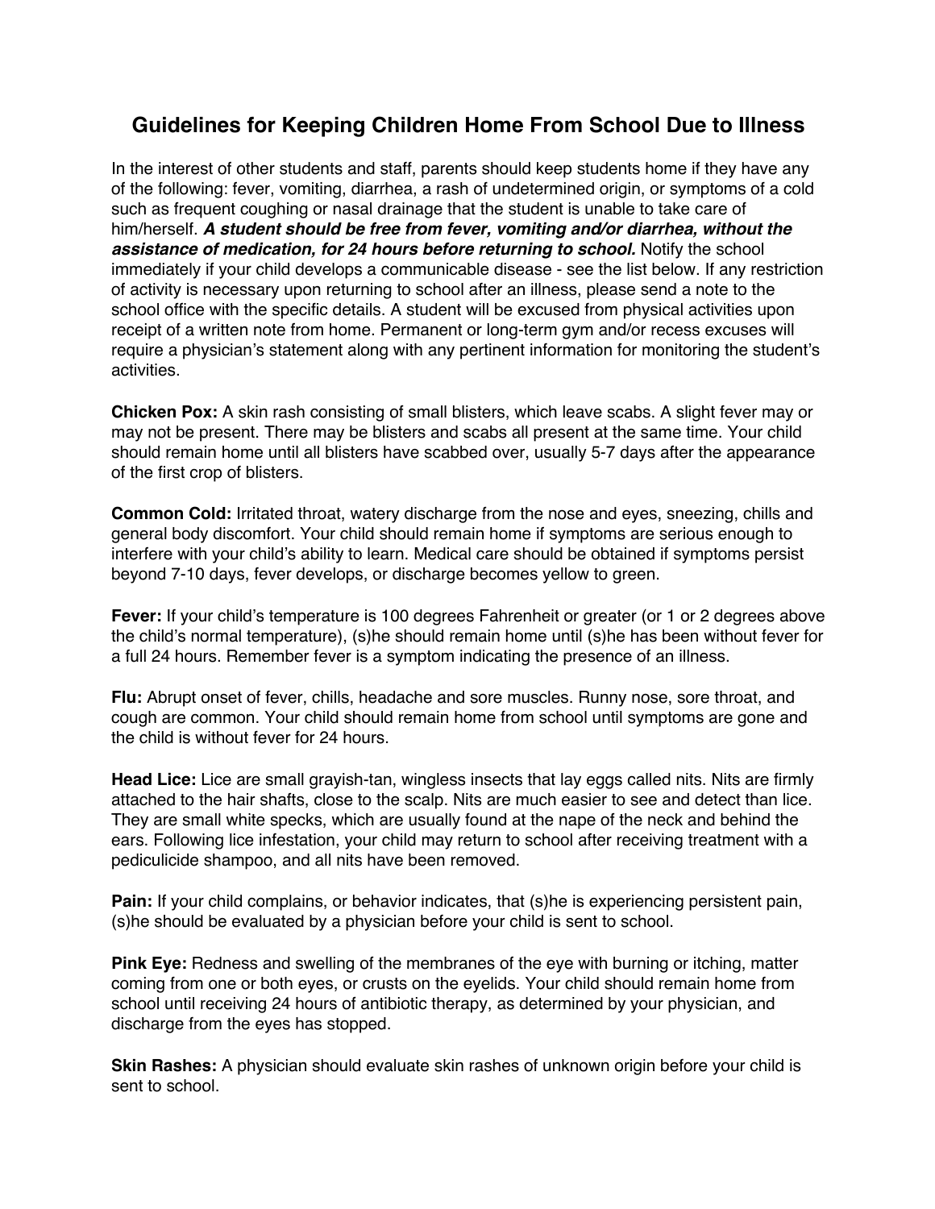# Guidelines for Keeping Children Home From School Due to Illness

In the interest of other students and staff, parents should keep students home if they have any of the following: fever, vomiting, diarrhea, a rash of undetermined origin, or symptoms of a cold such as frequent coughing or nasal drainage that the student is unable to take care of him/herself. ***A student should be free from fever, vomiting and/or diarrhea, without the assistance of medication, for 24 hours before returning to school.*** Notify the school immediately if your child develops a communicable disease - see the list below. If any restriction of activity is necessary upon returning to school after an illness, please send a note to the school office with the specific details. A student will be excused from physical activities upon receipt of a written note from home. Permanent or long-term gym and/or recess excuses will require a physician's statement along with any pertinent information for monitoring the student's activities.

**Chicken Pox:** A skin rash consisting of small blisters, which leave scabs. A slight fever may or may not be present. There may be blisters and scabs all present at the same time. Your child should remain home until all blisters have scabbed over, usually 5-7 days after the appearance of the first crop of blisters.

**Common Cold:** Irritated throat, watery discharge from the nose and eyes, sneezing, chills and general body discomfort. Your child should remain home if symptoms are serious enough to interfere with your child's ability to learn. Medical care should be obtained if symptoms persist beyond 7-10 days, fever develops, or discharge becomes yellow to green.

**Fever:** If your child's temperature is 100 degrees Fahrenheit or greater (or 1 or 2 degrees above the child's normal temperature), (s)he should remain home until (s)he has been without fever for a full 24 hours. Remember fever is a symptom indicating the presence of an illness.

**Flu:** Abrupt onset of fever, chills, headache and sore muscles. Runny nose, sore throat, and cough are common. Your child should remain home from school until symptoms are gone and the child is without fever for 24 hours.

**Head Lice:** Lice are small grayish-tan, wingless insects that lay eggs called nits. Nits are firmly attached to the hair shafts, close to the scalp. Nits are much easier to see and detect than lice. They are small white specks, which are usually found at the nape of the neck and behind the ears. Following lice infestation, your child may return to school after receiving treatment with a pediculicide shampoo, and all nits have been removed.

**Pain:** If your child complains, or behavior indicates, that (s)he is experiencing persistent pain, (s)he should be evaluated by a physician before your child is sent to school.

**Pink Eye:** Redness and swelling of the membranes of the eye with burning or itching, matter coming from one or both eyes, or crusts on the eyelids. Your child should remain home from school until receiving 24 hours of antibiotic therapy, as determined by your physician, and discharge from the eyes has stopped.

**Skin Rashes:** A physician should evaluate skin rashes of unknown origin before your child is sent to school.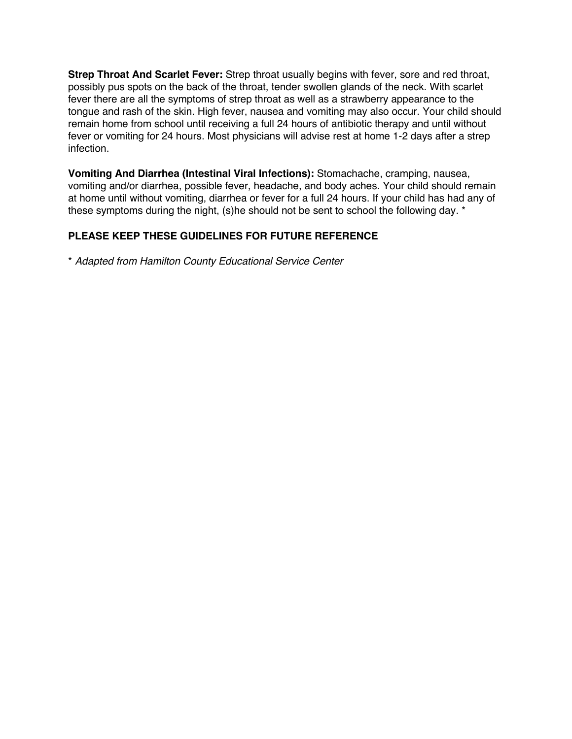**Strep Throat And Scarlet Fever:** Strep throat usually begins with fever, sore and red throat, possibly pus spots on the back of the throat, tender swollen glands of the neck. With scarlet fever there are all the symptoms of strep throat as well as a strawberry appearance to the tongue and rash of the skin. High fever, nausea and vomiting may also occur. Your child should remain home from school until receiving a full 24 hours of antibiotic therapy and until without fever or vomiting for 24 hours. Most physicians will advise rest at home 1-2 days after a strep infection.

**Vomiting And Diarrhea (Intestinal Viral Infections):** Stomachache, cramping, nausea, vomiting and/or diarrhea, possible fever, headache, and body aches. Your child should remain at home until without vomiting, diarrhea or fever for a full 24 hours. If your child has had any of these symptoms during the night, (s)he should not be sent to school the following day. *

**PLEASE KEEP THESE GUIDELINES FOR FUTURE REFERENCE**

\* *Adapted from Hamilton County Educational Service Center*